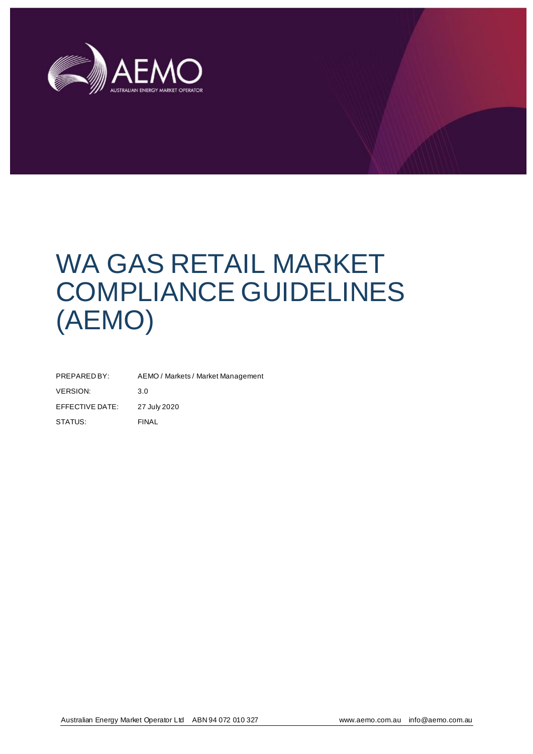# WA GAS RETAIL MARKET COMPLIANCE GUIDELINES (AEMO)

| | |
|---|---|
| PREPARED BY: | AEMO / Markets / Market Management |
| VERSION: | 3.0 |
| EFFECTIVE DATE: | 27 July 2020 |
| STATUS: | FINAL |

Australian Energy Market Operator Ltd ABN 94 072 010 327 www.aemo.com.au info@aemo.com.au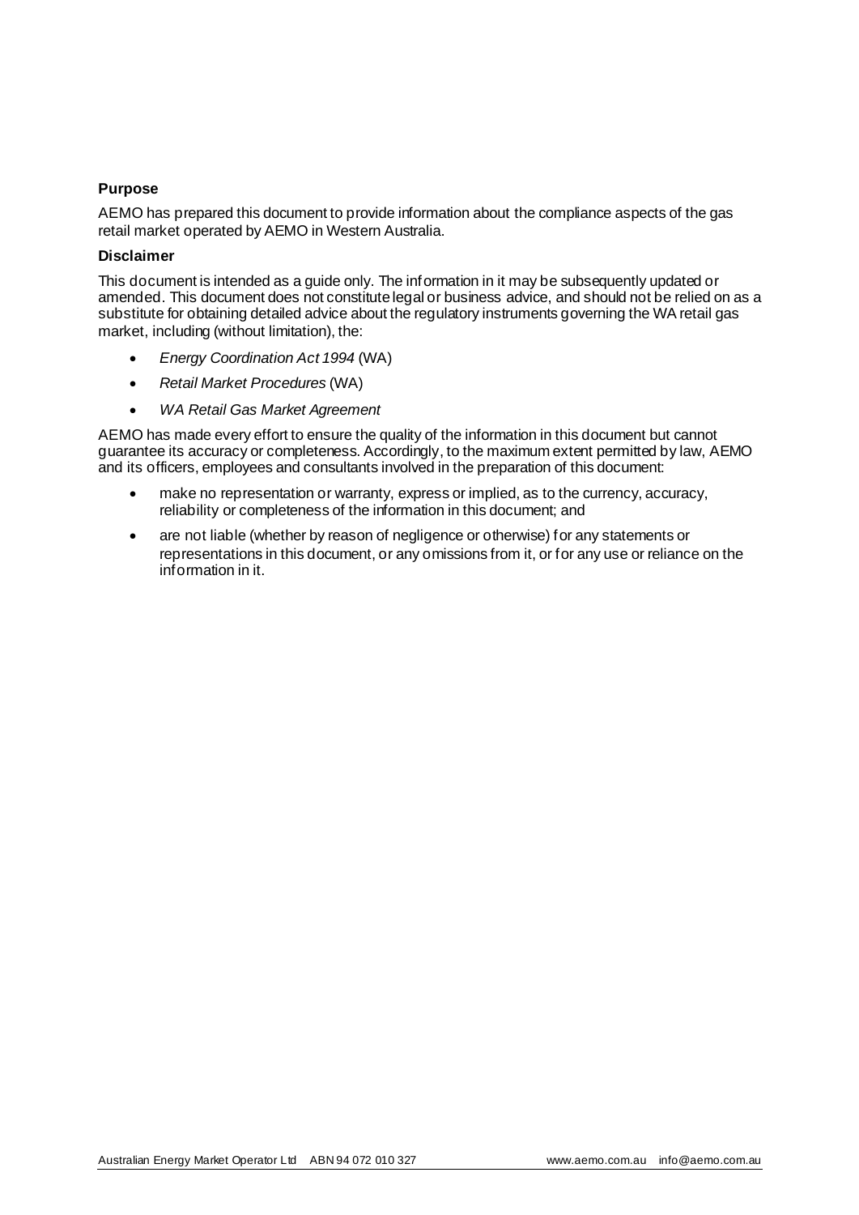**Purpose**

AEMO has prepared this document to provide information about the compliance aspects of the gas retail market operated by AEMO in Western Australia.

**Disclaimer**

This document is intended as a guide only. The information in it may be subsequently updated or amended. This document does not constitute legal or business advice, and should not be relied on as a substitute for obtaining detailed advice about the regulatory instruments governing the WA retail gas market, including (without limitation), the:

- *Energy Coordination Act 1994* (WA)
- *Retail Market Procedures* (WA)
- *WA Retail Gas Market Agreement*

AEMO has made every effort to ensure the quality of the information in this document but cannot guarantee its accuracy or completeness. Accordingly, to the maximum extent permitted by law, AEMO and its officers, employees and consultants involved in the preparation of this document:

- make no representation or warranty, express or implied, as to the currency, accuracy, reliability or completeness of the information in this document; and
- are not liable (whether by reason of negligence or otherwise) for any statements or representations in this document, or any omissions from it, or for any use or reliance on the information in it.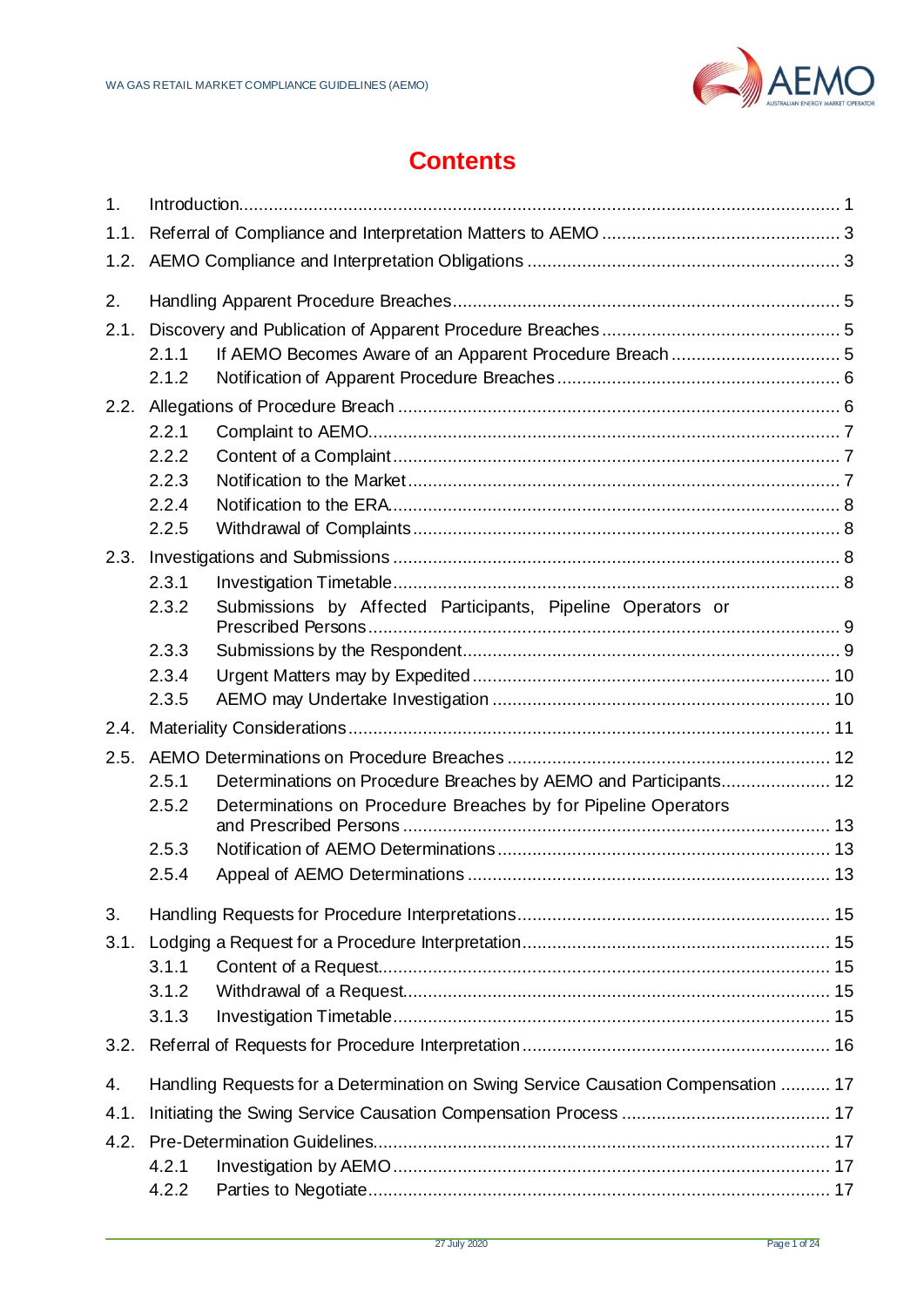# Contents

| | | |
|---|---|---|
| 1. | Introduction | 1 |
| 1.1. | Referral of Compliance and Interpretation Matters to AEMO | 3 |
| 1.2. | AEMO Compliance and Interpretation Obligations | 3 |
| 2. | Handling Apparent Procedure Breaches | 5 |
| 2.1. | Discovery and Publication of Apparent Procedure Breaches | 5 |
| 2.1.1 | If AEMO Becomes Aware of an Apparent Procedure Breach | 5 |
| 2.1.2 | Notification of Apparent Procedure Breaches | 6 |
| 2.2. | Allegations of Procedure Breach | 6 |
| 2.2.1 | Complaint to AEMO | 7 |
| 2.2.2 | Content of a Complaint | 7 |
| 2.2.3 | Notification to the Market | 7 |
| 2.2.4 | Notification to the ERA | 8 |
| 2.2.5 | Withdrawal of Complaints | 8 |
| 2.3. | Investigations and Submissions | 8 |
| 2.3.1 | Investigation Timetable | 8 |
| 2.3.2 | Submissions by Affected Participants, Pipeline Operators or Prescribed Persons | 9 |
| 2.3.3 | Submissions by the Respondent | 9 |
| 2.3.4 | Urgent Matters may by Expedited | 10 |
| 2.3.5 | AEMO may Undertake Investigation | 10 |
| 2.4. | Materiality Considerations | 11 |
| 2.5. | AEMO Determinations on Procedure Breaches | 12 |
| 2.5.1 | Determinations on Procedure Breaches by AEMO and Participants | 12 |
| 2.5.2 | Determinations on Procedure Breaches by for Pipeline Operators and Prescribed Persons | 13 |
| 2.5.3 | Notification of AEMO Determinations | 13 |
| 2.5.4 | Appeal of AEMO Determinations | 13 |
| 3. | Handling Requests for Procedure Interpretations | 15 |
| 3.1. | Lodging a Request for a Procedure Interpretation | 15 |
| 3.1.1 | Content of a Request | 15 |
| 3.1.2 | Withdrawal of a Request | 15 |
| 3.1.3 | Investigation Timetable | 15 |
| 3.2. | Referral of Requests for Procedure Interpretation | 16 |
| 4. | Handling Requests for a Determination on Swing Service Causation Compensation | 17 |
| 4.1. | Initiating the Swing Service Causation Compensation Process | 17 |
| 4.2. | Pre-Determination Guidelines | 17 |
| 4.2.1 | Investigation by AEMO | 17 |
| 4.2.2 | Parties to Negotiate | 17 |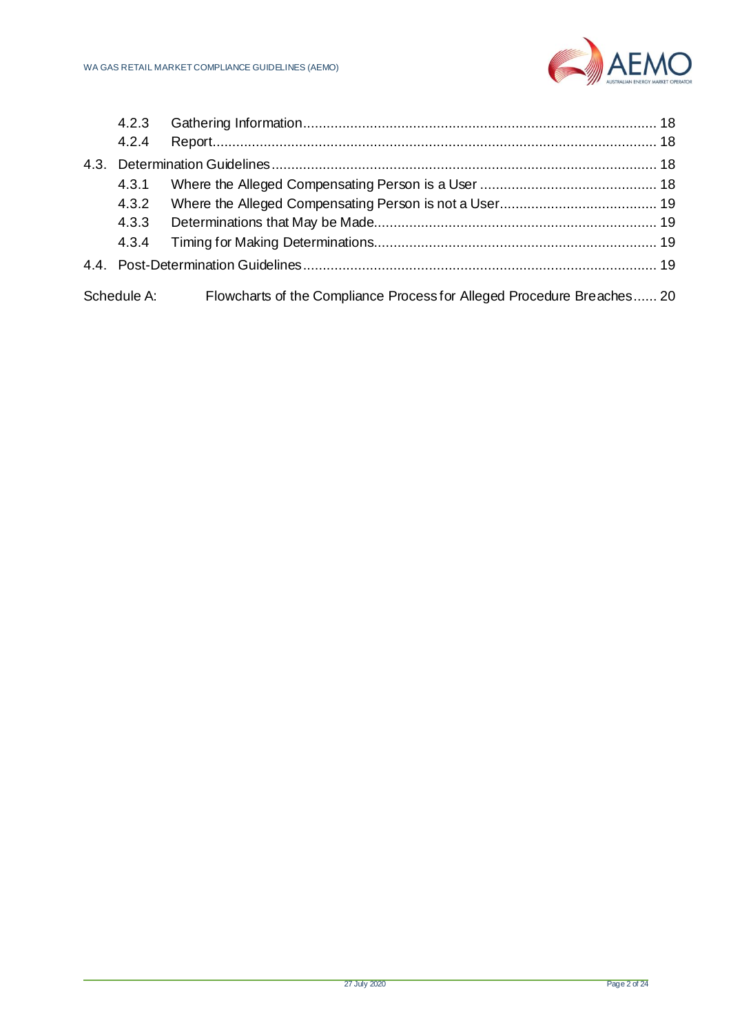- 4.2.3 Gathering Information ........ 18
- 4.2.4 Report ........ 18

4.3. Determination Guidelines ........ 18

- 4.3.1 Where the Alleged Compensating Person is a User ........ 18
- 4.3.2 Where the Alleged Compensating Person is not a User ........ 19
- 4.3.3 Determinations that May be Made ........ 19
- 4.3.4 Timing for Making Determinations ........ 19

4.4. Post-Determination Guidelines ........ 19

Schedule A: Flowcharts of the Compliance Process for Alleged Procedure Breaches ........ 20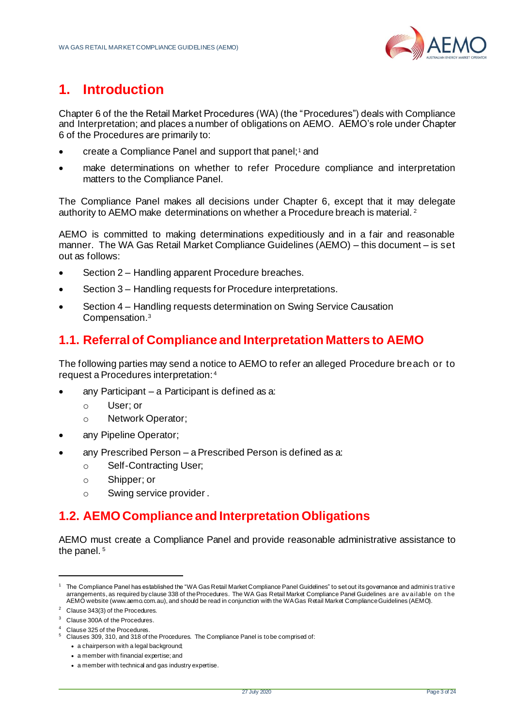# 1. Introduction

Chapter 6 of the the Retail Market Procedures (WA) (the "Procedures") deals with Compliance and Interpretation; and places a number of obligations on AEMO. AEMO's role under Chapter 6 of the Procedures are primarily to:

- create a Compliance Panel and support that panel;[1] and
- make determinations on whether to refer Procedure compliance and interpretation matters to the Compliance Panel.

The Compliance Panel makes all decisions under Chapter 6, except that it may delegate authority to AEMO make determinations on whether a Procedure breach is material. [2]

AEMO is committed to making determinations expeditiously and in a fair and reasonable manner. The WA Gas Retail Market Compliance Guidelines (AEMO) – this document – is set out as follows:

- Section 2 – Handling apparent Procedure breaches.
- Section 3 – Handling requests for Procedure interpretations.
- Section 4 – Handling requests determination on Swing Service Causation Compensation.[3]

## 1.1. Referral of Compliance and Interpretation Matters to AEMO

The following parties may send a notice to AEMO to refer an alleged Procedure breach or to request a Procedures interpretation:[4]

- any Participant – a Participant is defined as a:
  - User; or
  - Network Operator;
- any Pipeline Operator;
- any Prescribed Person – a Prescribed Person is defined as a:
  - Self-Contracting User;
  - Shipper; or
  - Swing service provider .

## 1.2. AEMO Compliance and Interpretation Obligations

AEMO must create a Compliance Panel and provide reasonable administrative assistance to the panel. [5]

---

[1] The Compliance Panel has established the "WA Gas Retail Market Compliance Panel Guidelines" to set out its governance and administrative arrangements, as required by clause 338 of the Procedures. The WA Gas Retail Market Compliance Panel Guidelines are available on the AEMO website (www.aemo.com.au), and should be read in conjunction with the WA Gas Retail Market Compliance Guidelines (AEMO).

[2] Clause 343(3) of the Procedures.

[3] Clause 300A of the Procedures.

[4] Clause 325 of the Procedures.

[5] Clauses 309, 310, and 318 of the Procedures. The Compliance Panel is to be comprised of:

- a chairperson with a legal background;
- a member with financial expertise; and
- a member with technical and gas industry expertise.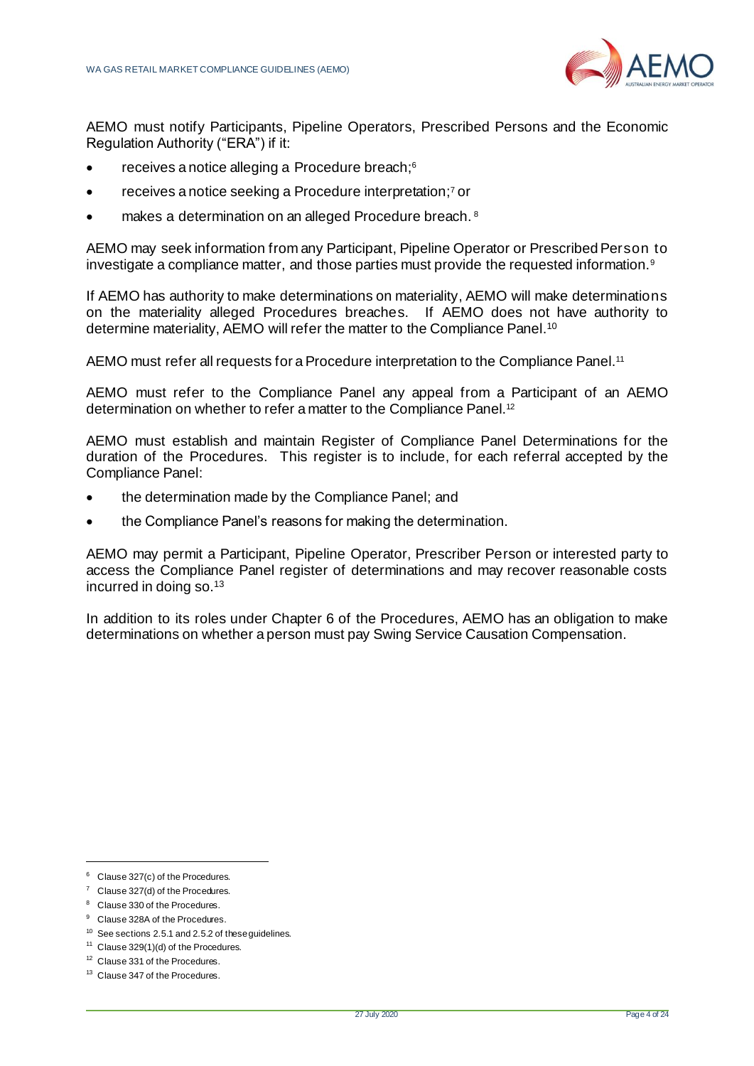AEMO must notify Participants, Pipeline Operators, Prescribed Persons and the Economic Regulation Authority ("ERA") if it:

- receives a notice alleging a Procedure breach;[6]
- receives a notice seeking a Procedure interpretation;[7] or
- makes a determination on an alleged Procedure breach. [8]

AEMO may seek information from any Participant, Pipeline Operator or Prescribed Person to investigate a compliance matter, and those parties must provide the requested information.[9]

If AEMO has authority to make determinations on materiality, AEMO will make determinations on the materiality alleged Procedures breaches. If AEMO does not have authority to determine materiality, AEMO will refer the matter to the Compliance Panel.[10]

AEMO must refer all requests for a Procedure interpretation to the Compliance Panel.[11]

AEMO must refer to the Compliance Panel any appeal from a Participant of an AEMO determination on whether to refer a matter to the Compliance Panel.[12]

AEMO must establish and maintain Register of Compliance Panel Determinations for the duration of the Procedures. This register is to include, for each referral accepted by the Compliance Panel:

- the determination made by the Compliance Panel; and
- the Compliance Panel's reasons for making the determination.

AEMO may permit a Participant, Pipeline Operator, Prescriber Person or interested party to access the Compliance Panel register of determinations and may recover reasonable costs incurred in doing so.[13]

In addition to its roles under Chapter 6 of the Procedures, AEMO has an obligation to make determinations on whether a person must pay Swing Service Causation Compensation.

---

[6] Clause 327(c) of the Procedures.

[7] Clause 327(d) of the Procedures.

[8] Clause 330 of the Procedures.

[9] Clause 328A of the Procedures.

[10] See sections 2.5.1 and 2.5.2 of these guidelines.

[11] Clause 329(1)(d) of the Procedures.

[12] Clause 331 of the Procedures.

[13] Clause 347 of the Procedures.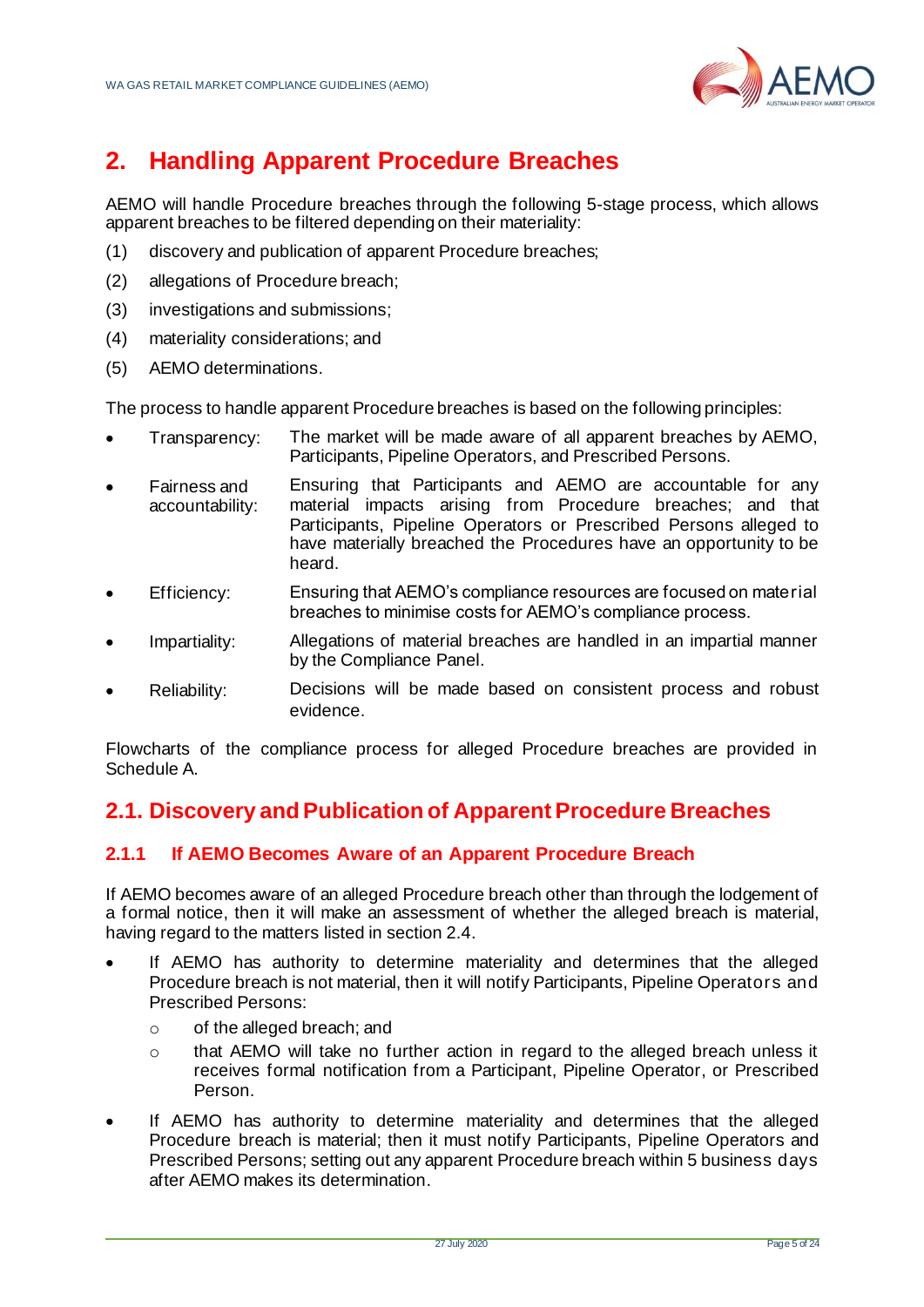# 2. Handling Apparent Procedure Breaches

AEMO will handle Procedure breaches through the following 5-stage process, which allows apparent breaches to be filtered depending on their materiality:

(1) discovery and publication of apparent Procedure breaches;

(2) allegations of Procedure breach;

(3) investigations and submissions;

(4) materiality considerations; and

(5) AEMO determinations.

The process to handle apparent Procedure breaches is based on the following principles:

- Transparency: The market will be made aware of all apparent breaches by AEMO, Participants, Pipeline Operators, and Prescribed Persons.
- Fairness and accountability: Ensuring that Participants and AEMO are accountable for any material impacts arising from Procedure breaches; and that Participants, Pipeline Operators or Prescribed Persons alleged to have materially breached the Procedures have an opportunity to be heard.
- Efficiency: Ensuring that AEMO's compliance resources are focused on material breaches to minimise costs for AEMO's compliance process.
- Impartiality: Allegations of material breaches are handled in an impartial manner by the Compliance Panel.
- Reliability: Decisions will be made based on consistent process and robust evidence.

Flowcharts of the compliance process for alleged Procedure breaches are provided in Schedule A.

## 2.1. Discovery and Publication of Apparent Procedure Breaches

### 2.1.1 If AEMO Becomes Aware of an Apparent Procedure Breach

If AEMO becomes aware of an alleged Procedure breach other than through the lodgement of a formal notice, then it will make an assessment of whether the alleged breach is material, having regard to the matters listed in section 2.4.

- If AEMO has authority to determine materiality and determines that the alleged Procedure breach is not material, then it will notify Participants, Pipeline Operators and Prescribed Persons:
  - of the alleged breach; and
  - that AEMO will take no further action in regard to the alleged breach unless it receives formal notification from a Participant, Pipeline Operator, or Prescribed Person.
- If AEMO has authority to determine materiality and determines that the alleged Procedure breach is material; then it must notify Participants, Pipeline Operators and Prescribed Persons; setting out any apparent Procedure breach within 5 business days after AEMO makes its determination.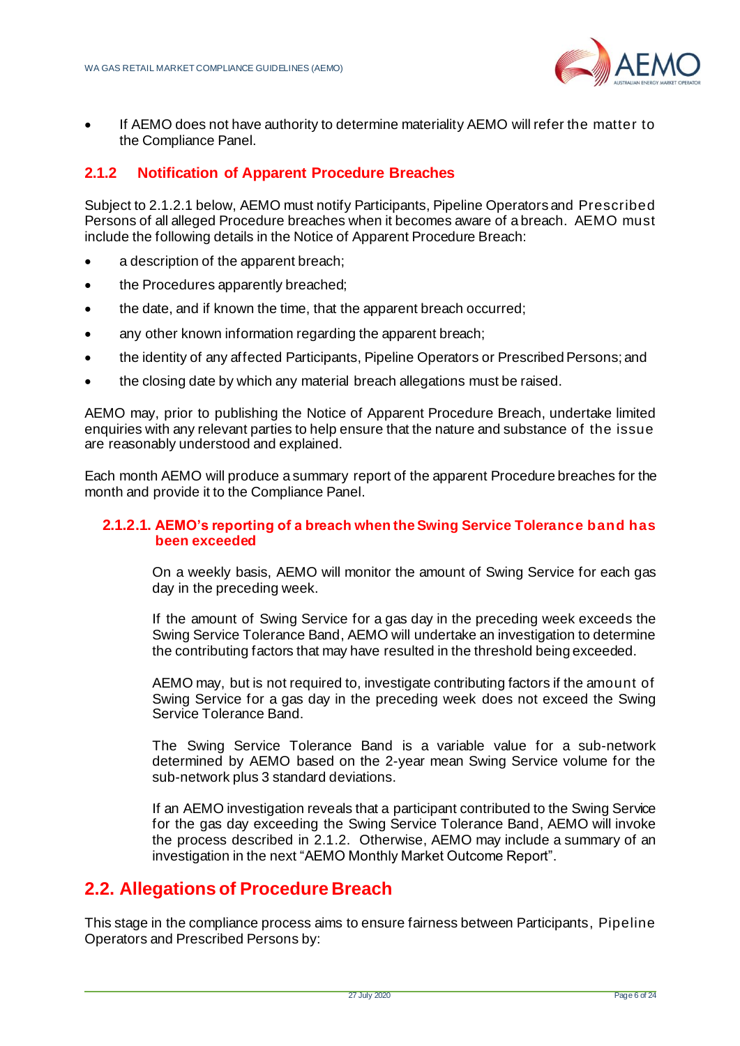- If AEMO does not have authority to determine materiality AEMO will refer the matter to the Compliance Panel.

### 2.1.2 Notification of Apparent Procedure Breaches

Subject to 2.1.2.1 below, AEMO must notify Participants, Pipeline Operators and Prescribed Persons of all alleged Procedure breaches when it becomes aware of a breach. AEMO must include the following details in the Notice of Apparent Procedure Breach:

- a description of the apparent breach;
- the Procedures apparently breached;
- the date, and if known the time, that the apparent breach occurred;
- any other known information regarding the apparent breach;
- the identity of any affected Participants, Pipeline Operators or Prescribed Persons; and
- the closing date by which any material breach allegations must be raised.

AEMO may, prior to publishing the Notice of Apparent Procedure Breach, undertake limited enquiries with any relevant parties to help ensure that the nature and substance of the issue are reasonably understood and explained.

Each month AEMO will produce a summary report of the apparent Procedure breaches for the month and provide it to the Compliance Panel.

#### 2.1.2.1. AEMO's reporting of a breach when the Swing Service Tolerance band has been exceeded

On a weekly basis, AEMO will monitor the amount of Swing Service for each gas day in the preceding week.

If the amount of Swing Service for a gas day in the preceding week exceeds the Swing Service Tolerance Band, AEMO will undertake an investigation to determine the contributing factors that may have resulted in the threshold being exceeded.

AEMO may, but is not required to, investigate contributing factors if the amount of Swing Service for a gas day in the preceding week does not exceed the Swing Service Tolerance Band.

The Swing Service Tolerance Band is a variable value for a sub-network determined by AEMO based on the 2-year mean Swing Service volume for the sub-network plus 3 standard deviations.

If an AEMO investigation reveals that a participant contributed to the Swing Service for the gas day exceeding the Swing Service Tolerance Band, AEMO will invoke the process described in 2.1.2. Otherwise, AEMO may include a summary of an investigation in the next "AEMO Monthly Market Outcome Report".

## 2.2. Allegations of Procedure Breach

This stage in the compliance process aims to ensure fairness between Participants, Pipeline Operators and Prescribed Persons by: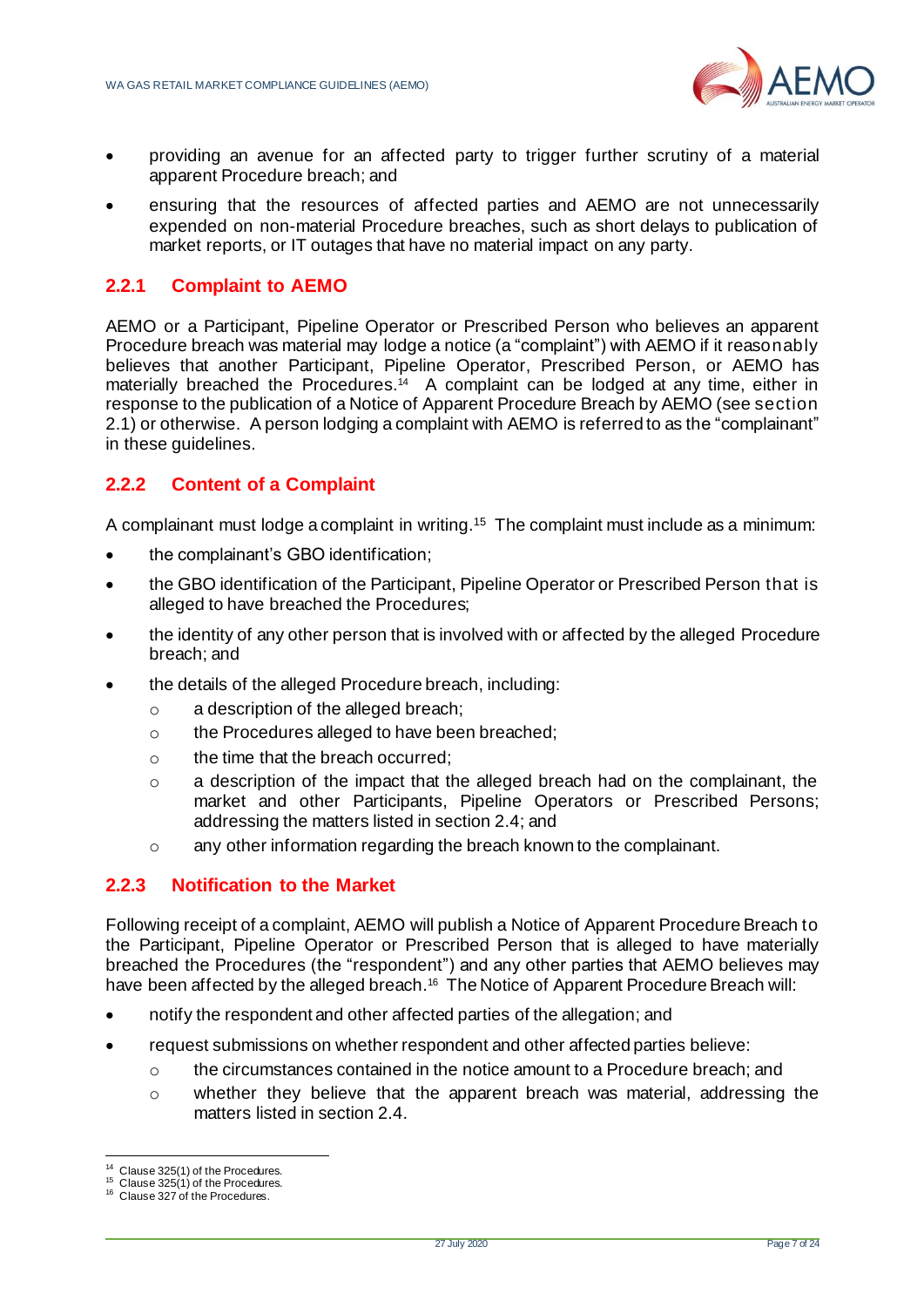- providing an avenue for an affected party to trigger further scrutiny of a material apparent Procedure breach; and
- ensuring that the resources of affected parties and AEMO are not unnecessarily expended on non-material Procedure breaches, such as short delays to publication of market reports, or IT outages that have no material impact on any party.

### 2.2.1 Complaint to AEMO

AEMO or a Participant, Pipeline Operator or Prescribed Person who believes an apparent Procedure breach was material may lodge a notice (a "complaint") with AEMO if it reasonably believes that another Participant, Pipeline Operator, Prescribed Person, or AEMO has materially breached the Procedures.[14] A complaint can be lodged at any time, either in response to the publication of a Notice of Apparent Procedure Breach by AEMO (see section 2.1) or otherwise. A person lodging a complaint with AEMO is referred to as the "complainant" in these guidelines.

### 2.2.2 Content of a Complaint

A complainant must lodge a complaint in writing.[15] The complaint must include as a minimum:

- the complainant's GBO identification;
- the GBO identification of the Participant, Pipeline Operator or Prescribed Person that is alleged to have breached the Procedures;
- the identity of any other person that is involved with or affected by the alleged Procedure breach; and
- the details of the alleged Procedure breach, including:
  - a description of the alleged breach;
  - the Procedures alleged to have been breached;
  - the time that the breach occurred;
  - a description of the impact that the alleged breach had on the complainant, the market and other Participants, Pipeline Operators or Prescribed Persons; addressing the matters listed in section 2.4; and
  - any other information regarding the breach known to the complainant.

### 2.2.3 Notification to the Market

Following receipt of a complaint, AEMO will publish a Notice of Apparent Procedure Breach to the Participant, Pipeline Operator or Prescribed Person that is alleged to have materially breached the Procedures (the "respondent") and any other parties that AEMO believes may have been affected by the alleged breach.[16] The Notice of Apparent Procedure Breach will:

- notify the respondent and other affected parties of the allegation; and
- request submissions on whether respondent and other affected parties believe:
  - the circumstances contained in the notice amount to a Procedure breach; and
  - whether they believe that the apparent breach was material, addressing the matters listed in section 2.4.

---

[14] Clause 325(1) of the Procedures.
[15] Clause 325(1) of the Procedures.
[16] Clause 327 of the Procedures.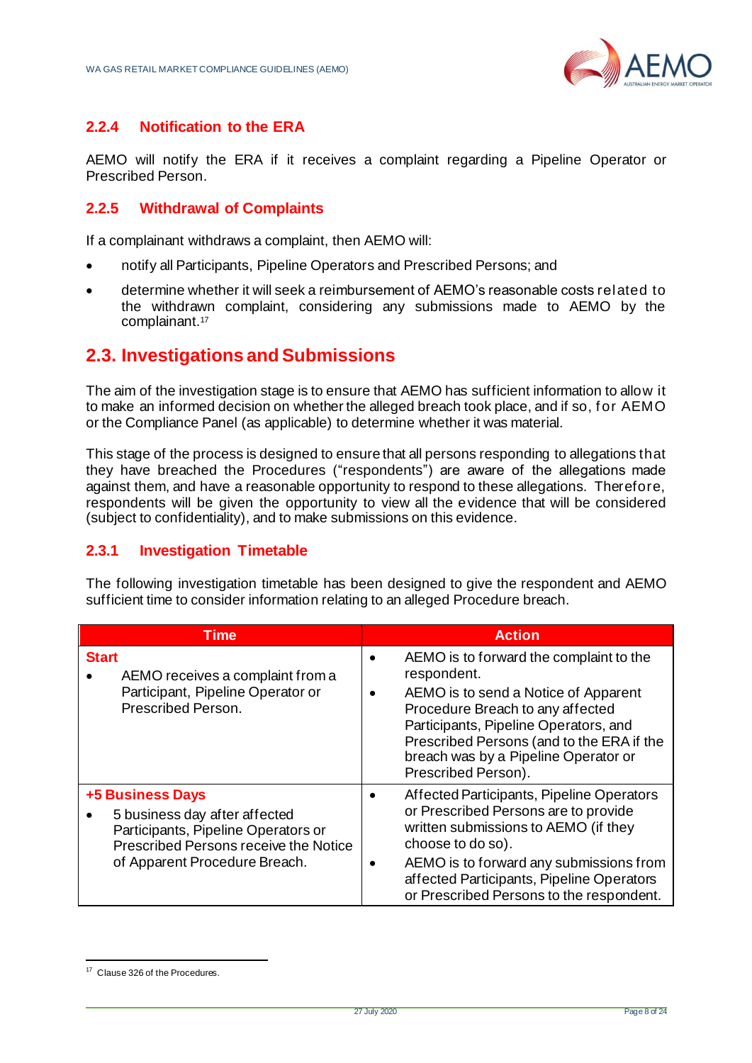### 2.2.4 Notification to the ERA

AEMO will notify the ERA if it receives a complaint regarding a Pipeline Operator or Prescribed Person.

### 2.2.5 Withdrawal of Complaints

If a complainant withdraws a complaint, then AEMO will:

- notify all Participants, Pipeline Operators and Prescribed Persons; and
- determine whether it will seek a reimbursement of AEMO's reasonable costs related to the withdrawn complaint, considering any submissions made to AEMO by the complainant.[17]

## 2.3. Investigations and Submissions

The aim of the investigation stage is to ensure that AEMO has sufficient information to allow it to make an informed decision on whether the alleged breach took place, and if so, for AEMO or the Compliance Panel (as applicable) to determine whether it was material.

This stage of the process is designed to ensure that all persons responding to allegations that they have breached the Procedures ("respondents") are aware of the allegations made against them, and have a reasonable opportunity to respond to these allegations. Therefore, respondents will be given the opportunity to view all the evidence that will be considered (subject to confidentiality), and to make submissions on this evidence.

### 2.3.1 Investigation Timetable

The following investigation timetable has been designed to give the respondent and AEMO sufficient time to consider information relating to an alleged Procedure breach.

| Time | Action |
|---|---|
| **Start**<br>• AEMO receives a complaint from a Participant, Pipeline Operator or Prescribed Person. | • AEMO is to forward the complaint to the respondent.<br>• AEMO is to send a Notice of Apparent Procedure Breach to any affected Participants, Pipeline Operators, and Prescribed Persons (and to the ERA if the breach was by a Pipeline Operator or Prescribed Person). |
| **+5 Business Days**<br>• 5 business day after affected Participants, Pipeline Operators or Prescribed Persons receive the Notice of Apparent Procedure Breach. | • Affected Participants, Pipeline Operators or Prescribed Persons are to provide written submissions to AEMO (if they choose to do so).<br>• AEMO is to forward any submissions from affected Participants, Pipeline Operators or Prescribed Persons to the respondent. |

[17] Clause 326 of the Procedures.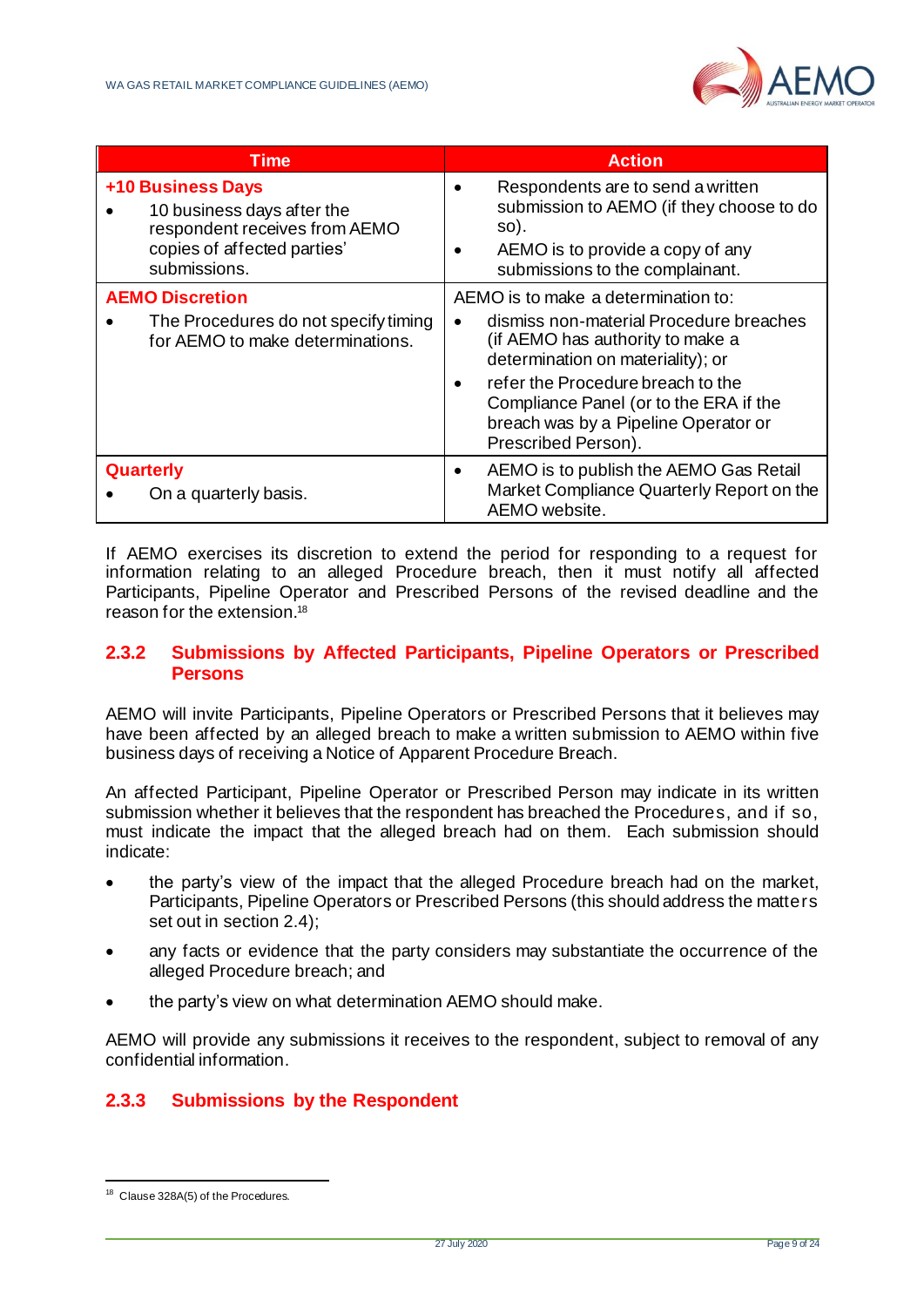| Time | Action |
|---|---|
| **+10 Business Days**<br>• 10 business days after the respondent receives from AEMO copies of affected parties' submissions. | • Respondents are to send a written submission to AEMO (if they choose to do so).<br>• AEMO is to provide a copy of any submissions to the complainant. |
| **AEMO Discretion**<br>• The Procedures do not specify timing for AEMO to make determinations. | AEMO is to make a determination to:<br>• dismiss non-material Procedure breaches (if AEMO has authority to make a determination on materiality); or<br>• refer the Procedure breach to the Compliance Panel (or to the ERA if the breach was by a Pipeline Operator or Prescribed Person). |
| **Quarterly**<br>• On a quarterly basis. | • AEMO is to publish the AEMO Gas Retail Market Compliance Quarterly Report on the AEMO website. |

If AEMO exercises its discretion to extend the period for responding to a request for information relating to an alleged Procedure breach, then it must notify all affected Participants, Pipeline Operator and Prescribed Persons of the revised deadline and the reason for the extension.[18]

### 2.3.2 Submissions by Affected Participants, Pipeline Operators or Prescribed Persons

AEMO will invite Participants, Pipeline Operators or Prescribed Persons that it believes may have been affected by an alleged breach to make a written submission to AEMO within five business days of receiving a Notice of Apparent Procedure Breach.

An affected Participant, Pipeline Operator or Prescribed Person may indicate in its written submission whether it believes that the respondent has breached the Procedures, and if so, must indicate the impact that the alleged breach had on them. Each submission should indicate:

- the party's view of the impact that the alleged Procedure breach had on the market, Participants, Pipeline Operators or Prescribed Persons (this should address the matters set out in section 2.4);
- any facts or evidence that the party considers may substantiate the occurrence of the alleged Procedure breach; and
- the party's view on what determination AEMO should make.

AEMO will provide any submissions it receives to the respondent, subject to removal of any confidential information.

### 2.3.3 Submissions by the Respondent

[18] Clause 328A(5) of the Procedures.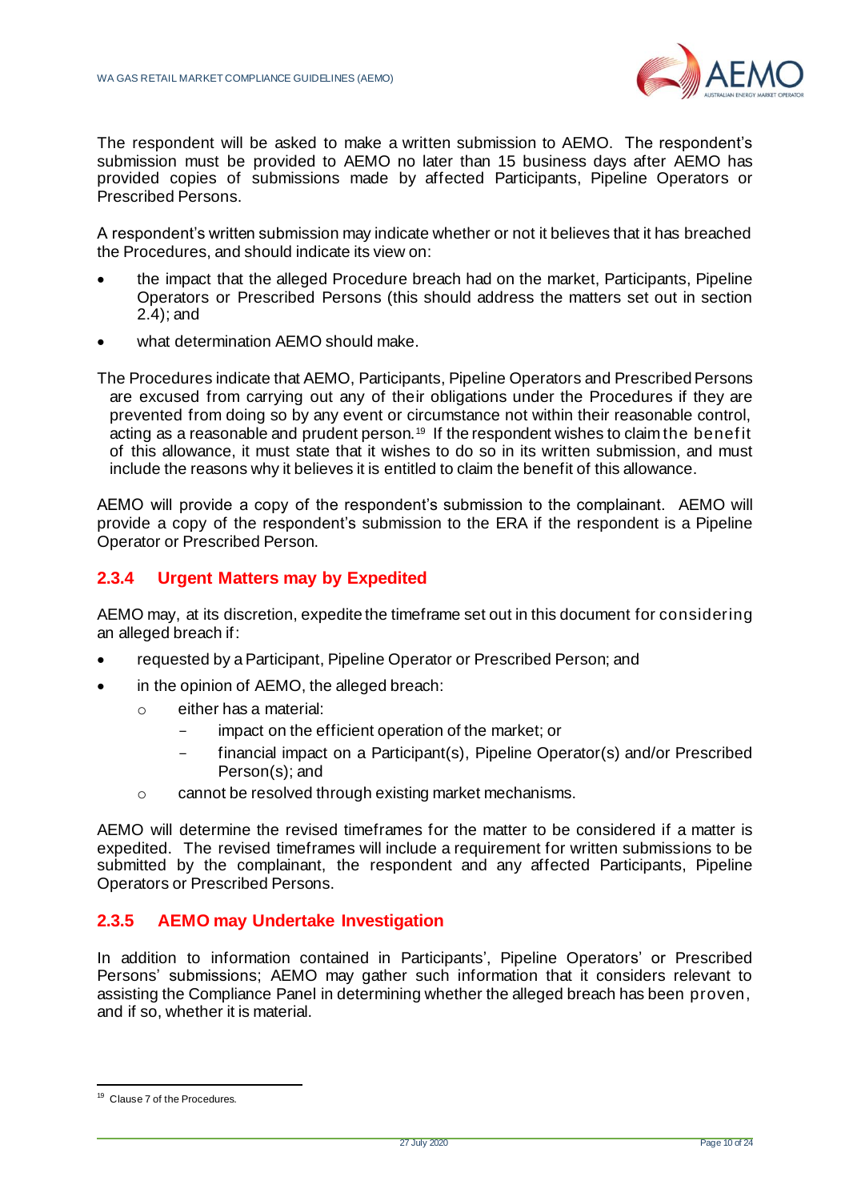The respondent will be asked to make a written submission to AEMO. The respondent's submission must be provided to AEMO no later than 15 business days after AEMO has provided copies of submissions made by affected Participants, Pipeline Operators or Prescribed Persons.

A respondent's written submission may indicate whether or not it believes that it has breached the Procedures, and should indicate its view on:

- the impact that the alleged Procedure breach had on the market, Participants, Pipeline Operators or Prescribed Persons (this should address the matters set out in section 2.4); and
- what determination AEMO should make.

The Procedures indicate that AEMO, Participants, Pipeline Operators and Prescribed Persons are excused from carrying out any of their obligations under the Procedures if they are prevented from doing so by any event or circumstance not within their reasonable control, acting as a reasonable and prudent person.[19] If the respondent wishes to claim the benefit of this allowance, it must state that it wishes to do so in its written submission, and must include the reasons why it believes it is entitled to claim the benefit of this allowance.

AEMO will provide a copy of the respondent's submission to the complainant. AEMO will provide a copy of the respondent's submission to the ERA if the respondent is a Pipeline Operator or Prescribed Person.

### 2.3.4 Urgent Matters may by Expedited

AEMO may, at its discretion, expedite the timeframe set out in this document for considering an alleged breach if:

- requested by a Participant, Pipeline Operator or Prescribed Person; and
- in the opinion of AEMO, the alleged breach:
  - either has a material:
    - impact on the efficient operation of the market; or
    - financial impact on a Participant(s), Pipeline Operator(s) and/or Prescribed Person(s); and
  - cannot be resolved through existing market mechanisms.

AEMO will determine the revised timeframes for the matter to be considered if a matter is expedited. The revised timeframes will include a requirement for written submissions to be submitted by the complainant, the respondent and any affected Participants, Pipeline Operators or Prescribed Persons.

### 2.3.5 AEMO may Undertake Investigation

In addition to information contained in Participants', Pipeline Operators' or Prescribed Persons' submissions; AEMO may gather such information that it considers relevant to assisting the Compliance Panel in determining whether the alleged breach has been proven, and if so, whether it is material.

[19] Clause 7 of the Procedures.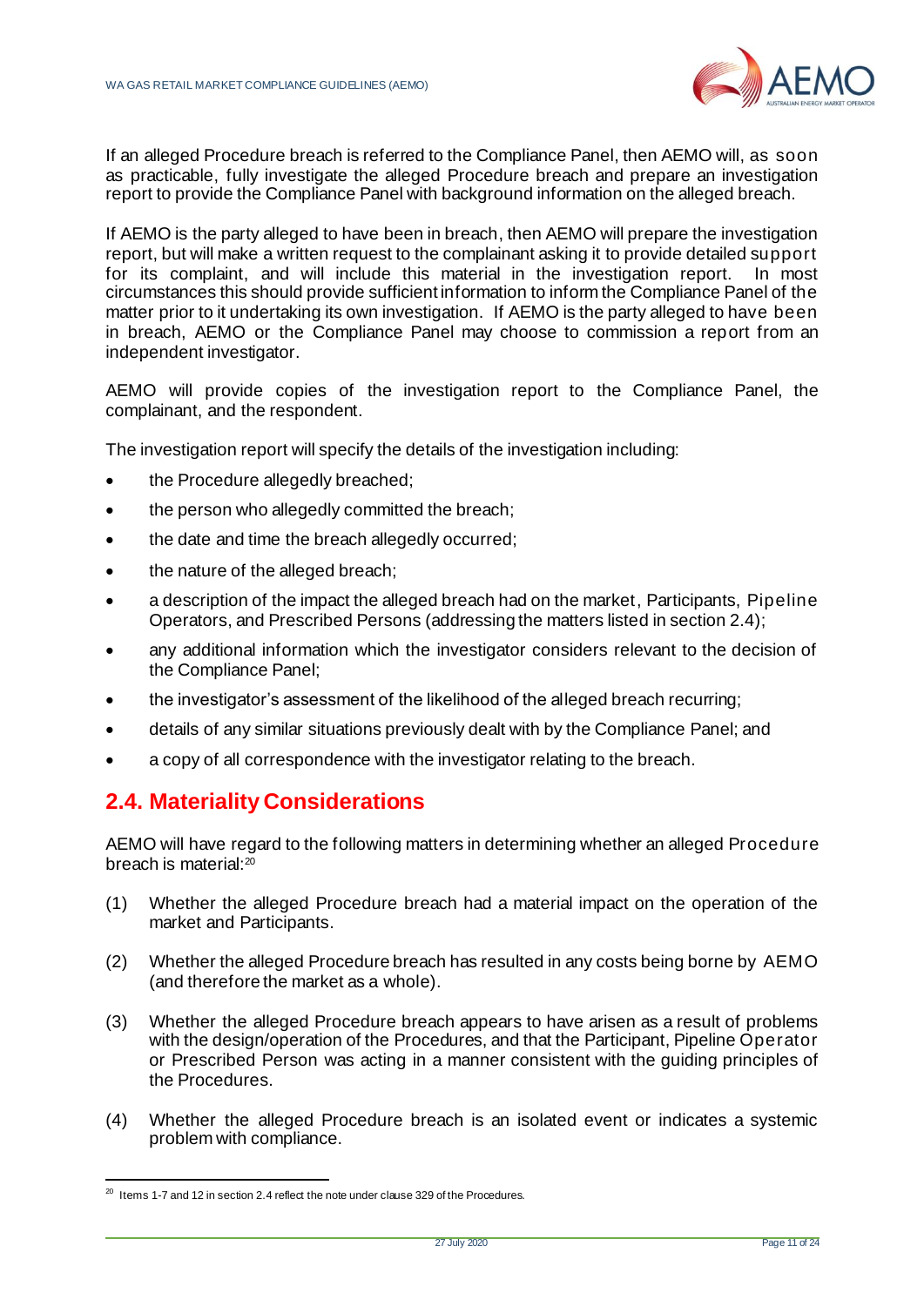If an alleged Procedure breach is referred to the Compliance Panel, then AEMO will, as soon as practicable, fully investigate the alleged Procedure breach and prepare an investigation report to provide the Compliance Panel with background information on the alleged breach.

If AEMO is the party alleged to have been in breach, then AEMO will prepare the investigation report, but will make a written request to the complainant asking it to provide detailed support for its complaint, and will include this material in the investigation report. In most circumstances this should provide sufficient information to inform the Compliance Panel of the matter prior to it undertaking its own investigation. If AEMO is the party alleged to have been in breach, AEMO or the Compliance Panel may choose to commission a report from an independent investigator.

AEMO will provide copies of the investigation report to the Compliance Panel, the complainant, and the respondent.

The investigation report will specify the details of the investigation including:

- the Procedure allegedly breached;
- the person who allegedly committed the breach;
- the date and time the breach allegedly occurred;
- the nature of the alleged breach;
- a description of the impact the alleged breach had on the market, Participants, Pipeline Operators, and Prescribed Persons (addressing the matters listed in section 2.4);
- any additional information which the investigator considers relevant to the decision of the Compliance Panel;
- the investigator's assessment of the likelihood of the alleged breach recurring;
- details of any similar situations previously dealt with by the Compliance Panel; and
- a copy of all correspondence with the investigator relating to the breach.

## 2.4. Materiality Considerations

AEMO will have regard to the following matters in determining whether an alleged Procedure breach is material:[20]

(1) Whether the alleged Procedure breach had a material impact on the operation of the market and Participants.

(2) Whether the alleged Procedure breach has resulted in any costs being borne by AEMO (and therefore the market as a whole).

(3) Whether the alleged Procedure breach appears to have arisen as a result of problems with the design/operation of the Procedures, and that the Participant, Pipeline Operator or Prescribed Person was acting in a manner consistent with the guiding principles of the Procedures.

(4) Whether the alleged Procedure breach is an isolated event or indicates a systemic problem with compliance.

---

[20] Items 1-7 and 12 in section 2.4 reflect the note under clause 329 of the Procedures.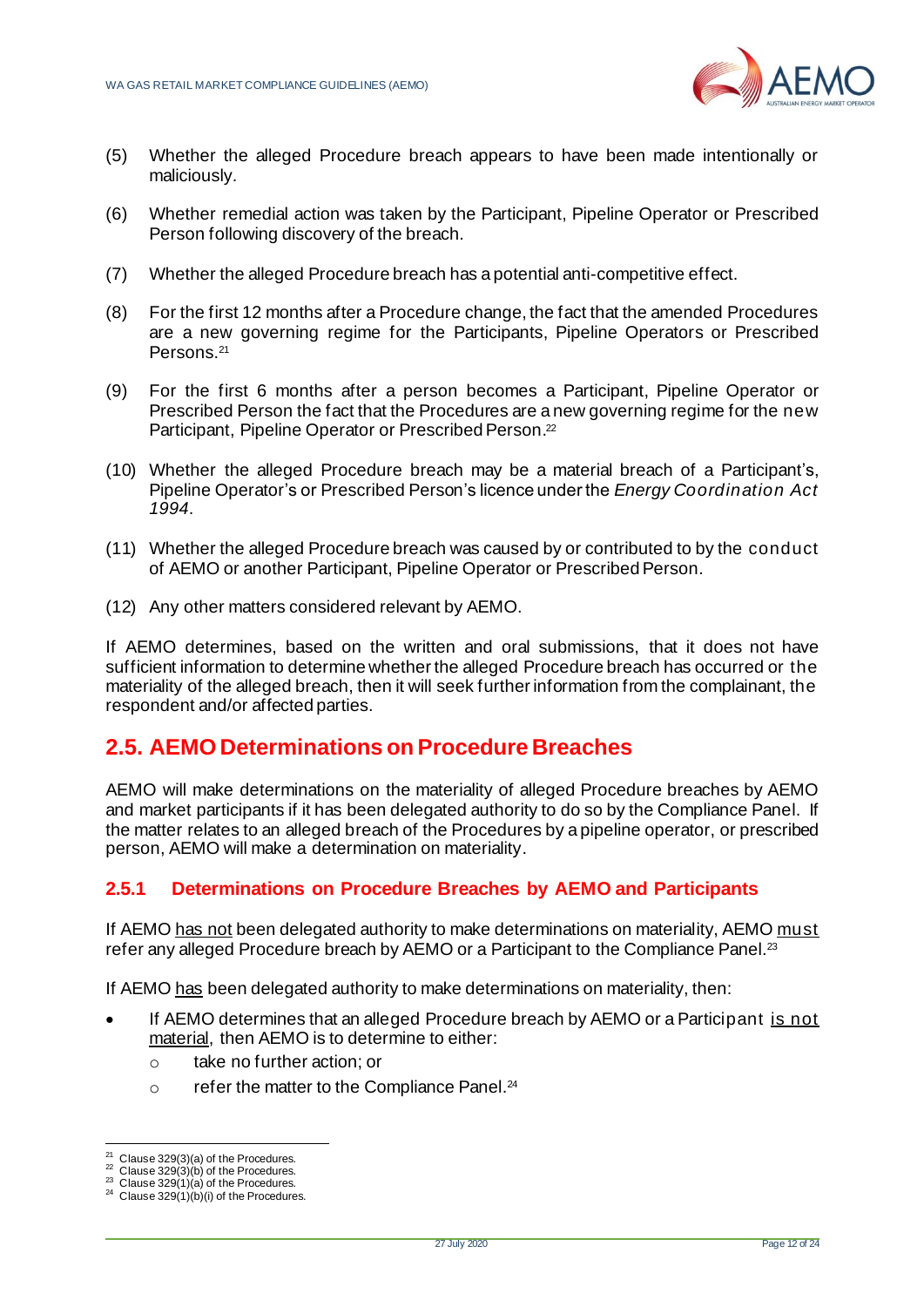(5) Whether the alleged Procedure breach appears to have been made intentionally or maliciously.

(6) Whether remedial action was taken by the Participant, Pipeline Operator or Prescribed Person following discovery of the breach.

(7) Whether the alleged Procedure breach has a potential anti-competitive effect.

(8) For the first 12 months after a Procedure change, the fact that the amended Procedures are a new governing regime for the Participants, Pipeline Operators or Prescribed Persons.[21]

(9) For the first 6 months after a person becomes a Participant, Pipeline Operator or Prescribed Person the fact that the Procedures are a new governing regime for the new Participant, Pipeline Operator or Prescribed Person.[22]

(10) Whether the alleged Procedure breach may be a material breach of a Participant's, Pipeline Operator's or Prescribed Person's licence under the *Energy Coordination Act 1994*.

(11) Whether the alleged Procedure breach was caused by or contributed to by the conduct of AEMO or another Participant, Pipeline Operator or Prescribed Person.

(12) Any other matters considered relevant by AEMO.

If AEMO determines, based on the written and oral submissions, that it does not have sufficient information to determine whether the alleged Procedure breach has occurred or the materiality of the alleged breach, then it will seek further information from the complainant, the respondent and/or affected parties.

## 2.5. AEMO Determinations on Procedure Breaches

AEMO will make determinations on the materiality of alleged Procedure breaches by AEMO and market participants if it has been delegated authority to do so by the Compliance Panel. If the matter relates to an alleged breach of the Procedures by a pipeline operator, or prescribed person, AEMO will make a determination on materiality.

### 2.5.1 Determinations on Procedure Breaches by AEMO and Participants

If AEMO has not been delegated authority to make determinations on materiality, AEMO must refer any alleged Procedure breach by AEMO or a Participant to the Compliance Panel.[23]

If AEMO has been delegated authority to make determinations on materiality, then:

- If AEMO determines that an alleged Procedure breach by AEMO or a Participant is not material, then AEMO is to determine to either:
  - take no further action; or
  - refer the matter to the Compliance Panel.[24]

[21] Clause 329(3)(a) of the Procedures.
[22] Clause 329(3)(b) of the Procedures.
[23] Clause 329(1)(a) of the Procedures.
[24] Clause 329(1)(b)(i) of the Procedures.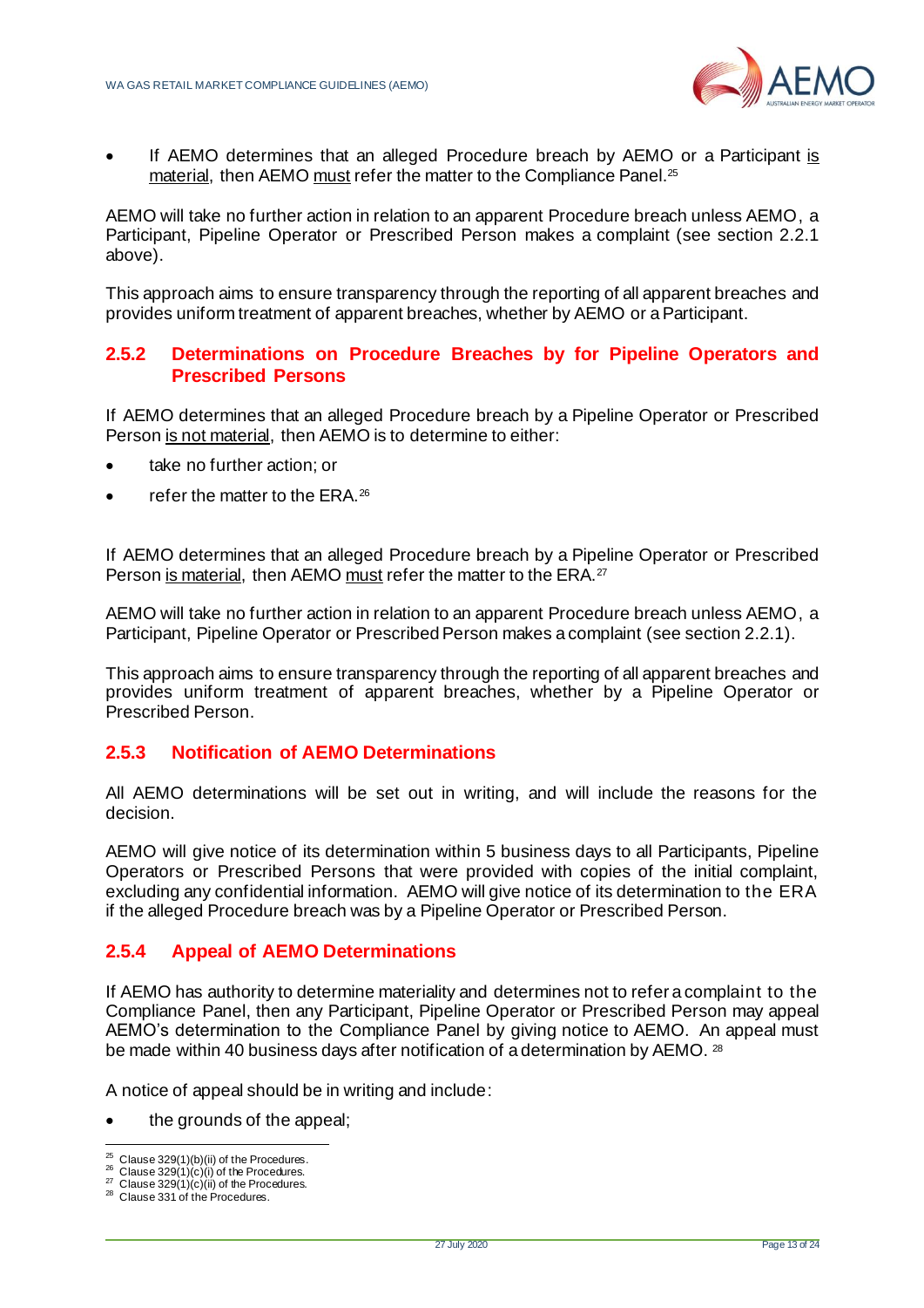- If AEMO determines that an alleged Procedure breach by AEMO or a Participant is material, then AEMO must refer the matter to the Compliance Panel.[25]

AEMO will take no further action in relation to an apparent Procedure breach unless AEMO, a Participant, Pipeline Operator or Prescribed Person makes a complaint (see section 2.2.1 above).

This approach aims to ensure transparency through the reporting of all apparent breaches and provides uniform treatment of apparent breaches, whether by AEMO or a Participant.

### 2.5.2 Determinations on Procedure Breaches by for Pipeline Operators and Prescribed Persons

If AEMO determines that an alleged Procedure breach by a Pipeline Operator or Prescribed Person is not material, then AEMO is to determine to either:

- take no further action; or
- refer the matter to the ERA.[26]

If AEMO determines that an alleged Procedure breach by a Pipeline Operator or Prescribed Person is material, then AEMO must refer the matter to the ERA.[27]

AEMO will take no further action in relation to an apparent Procedure breach unless AEMO, a Participant, Pipeline Operator or Prescribed Person makes a complaint (see section 2.2.1).

This approach aims to ensure transparency through the reporting of all apparent breaches and provides uniform treatment of apparent breaches, whether by a Pipeline Operator or Prescribed Person.

### 2.5.3 Notification of AEMO Determinations

All AEMO determinations will be set out in writing, and will include the reasons for the decision.

AEMO will give notice of its determination within 5 business days to all Participants, Pipeline Operators or Prescribed Persons that were provided with copies of the initial complaint, excluding any confidential information. AEMO will give notice of its determination to the ERA if the alleged Procedure breach was by a Pipeline Operator or Prescribed Person.

### 2.5.4 Appeal of AEMO Determinations

If AEMO has authority to determine materiality and determines not to refer a complaint to the Compliance Panel, then any Participant, Pipeline Operator or Prescribed Person may appeal AEMO's determination to the Compliance Panel by giving notice to AEMO. An appeal must be made within 40 business days after notification of a determination by AEMO.[28]

A notice of appeal should be in writing and include:

- the grounds of the appeal;

---

[25] Clause 329(1)(b)(ii) of the Procedures.
[26] Clause 329(1)(c)(i) of the Procedures.
[27] Clause 329(1)(c)(ii) of the Procedures.
[28] Clause 331 of the Procedures.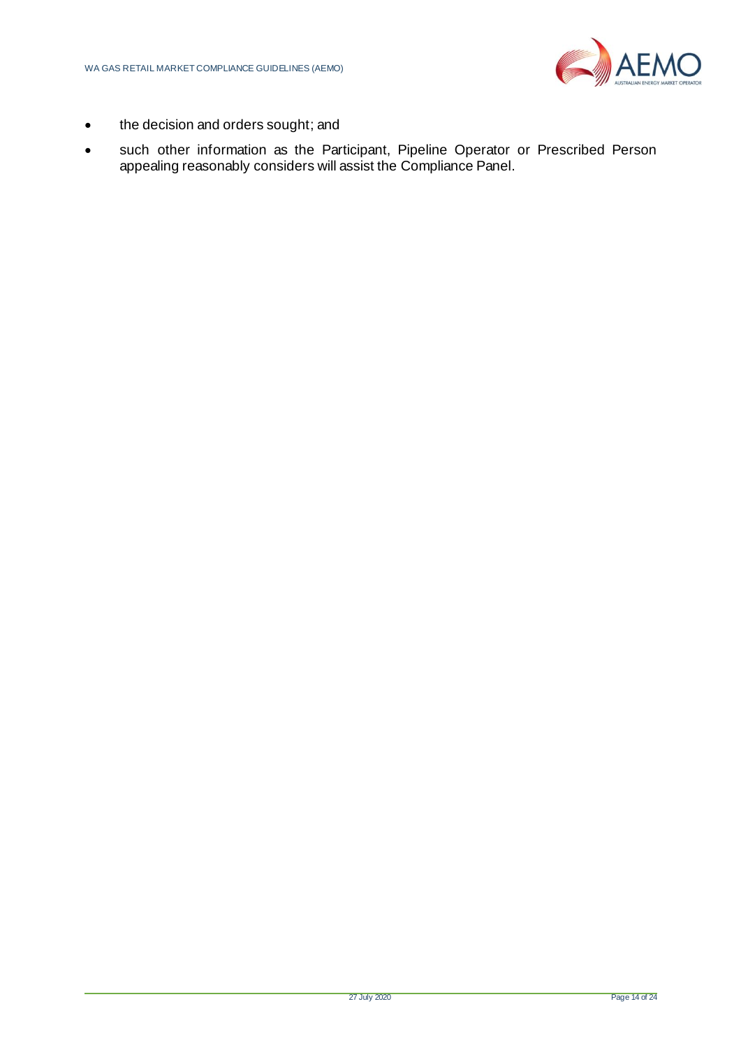- the decision and orders sought; and
- such other information as the Participant, Pipeline Operator or Prescribed Person appealing reasonably considers will assist the Compliance Panel.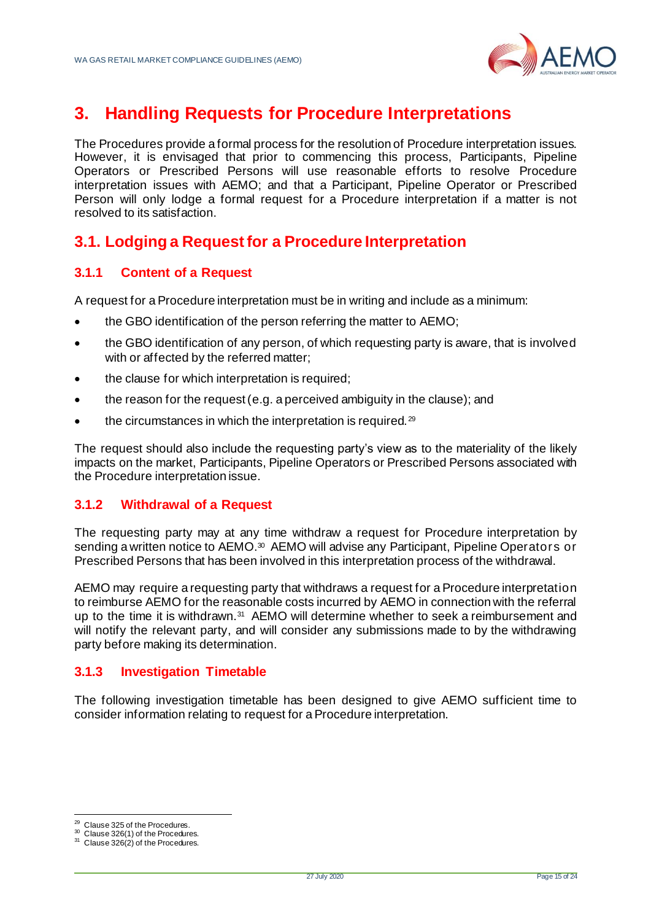# 3. Handling Requests for Procedure Interpretations

The Procedures provide a formal process for the resolution of Procedure interpretation issues. However, it is envisaged that prior to commencing this process, Participants, Pipeline Operators or Prescribed Persons will use reasonable efforts to resolve Procedure interpretation issues with AEMO; and that a Participant, Pipeline Operator or Prescribed Person will only lodge a formal request for a Procedure interpretation if a matter is not resolved to its satisfaction.

## 3.1. Lodging a Request for a Procedure Interpretation

### 3.1.1 Content of a Request

A request for a Procedure interpretation must be in writing and include as a minimum:

- the GBO identification of the person referring the matter to AEMO;
- the GBO identification of any person, of which requesting party is aware, that is involved with or affected by the referred matter;
- the clause for which interpretation is required;
- the reason for the request (e.g. a perceived ambiguity in the clause); and
- the circumstances in which the interpretation is required.[29]

The request should also include the requesting party's view as to the materiality of the likely impacts on the market, Participants, Pipeline Operators or Prescribed Persons associated with the Procedure interpretation issue.

### 3.1.2 Withdrawal of a Request

The requesting party may at any time withdraw a request for Procedure interpretation by sending a written notice to AEMO.[30] AEMO will advise any Participant, Pipeline Operators or Prescribed Persons that has been involved in this interpretation process of the withdrawal.

AEMO may require a requesting party that withdraws a request for a Procedure interpretation to reimburse AEMO for the reasonable costs incurred by AEMO in connection with the referral up to the time it is withdrawn.[31] AEMO will determine whether to seek a reimbursement and will notify the relevant party, and will consider any submissions made to by the withdrawing party before making its determination.

### 3.1.3 Investigation Timetable

The following investigation timetable has been designed to give AEMO sufficient time to consider information relating to request for a Procedure interpretation.

[29] Clause 325 of the Procedures.

[30] Clause 326(1) of the Procedures.

[31] Clause 326(2) of the Procedures.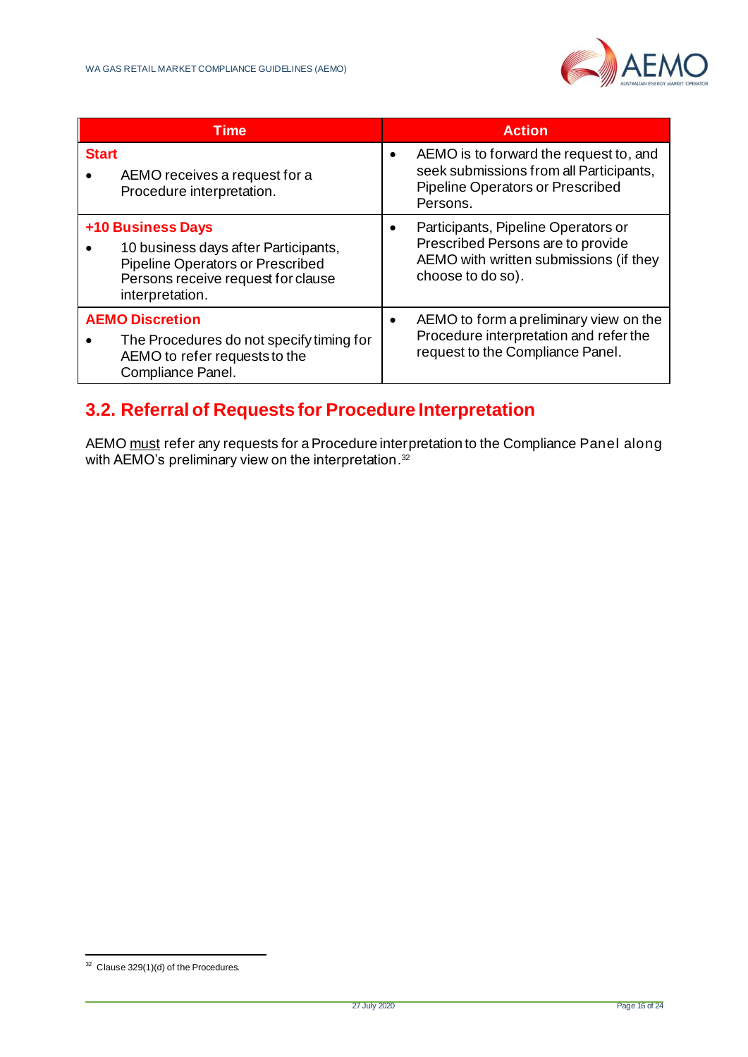| Time | Action |
| --- | --- |
| **Start**<br>• AEMO receives a request for a Procedure interpretation. | • AEMO is to forward the request to, and seek submissions from all Participants, Pipeline Operators or Prescribed Persons. |
| **+10 Business Days**<br>• 10 business days after Participants, Pipeline Operators or Prescribed Persons receive request for clause interpretation. | • Participants, Pipeline Operators or Prescribed Persons are to provide AEMO with written submissions (if they choose to do so). |
| **AEMO Discretion**<br>• The Procedures do not specify timing for AEMO to refer requests to the Compliance Panel. | • AEMO to form a preliminary view on the Procedure interpretation and refer the request to the Compliance Panel. |

## 3.2. Referral of Requests for Procedure Interpretation

AEMO must refer any requests for a Procedure interpretation to the Compliance Panel along with AEMO's preliminary view on the interpretation.[32]

[32] Clause 329(1)(d) of the Procedures.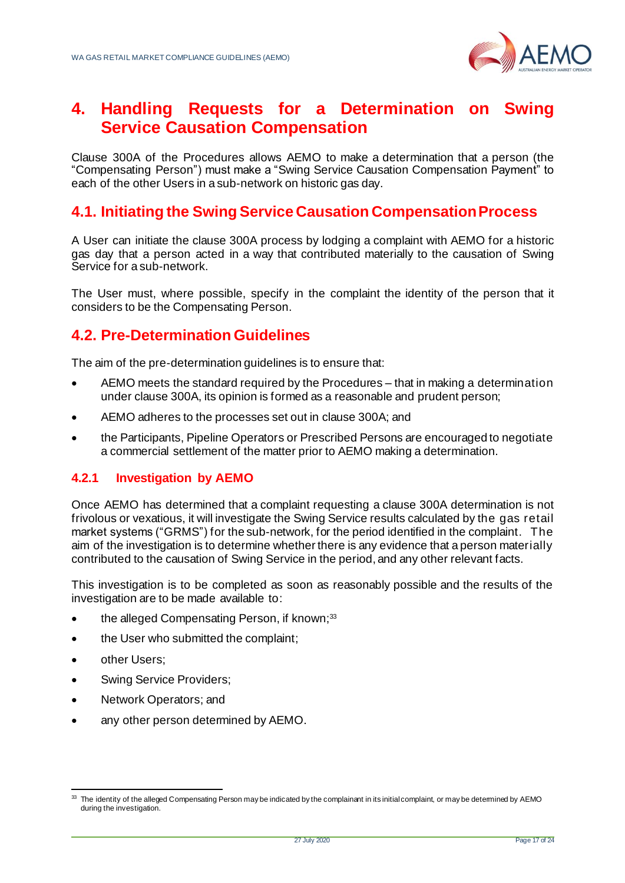# 4. Handling Requests for a Determination on Swing Service Causation Compensation

Clause 300A of the Procedures allows AEMO to make a determination that a person (the "Compensating Person") must make a "Swing Service Causation Compensation Payment" to each of the other Users in a sub-network on historic gas day.

## 4.1. Initiating the Swing Service Causation Compensation Process

A User can initiate the clause 300A process by lodging a complaint with AEMO for a historic gas day that a person acted in a way that contributed materially to the causation of Swing Service for a sub-network.

The User must, where possible, specify in the complaint the identity of the person that it considers to be the Compensating Person.

## 4.2. Pre-Determination Guidelines

The aim of the pre-determination guidelines is to ensure that:

- AEMO meets the standard required by the Procedures – that in making a determination under clause 300A, its opinion is formed as a reasonable and prudent person;
- AEMO adheres to the processes set out in clause 300A; and
- the Participants, Pipeline Operators or Prescribed Persons are encouraged to negotiate a commercial settlement of the matter prior to AEMO making a determination.

### 4.2.1 Investigation by AEMO

Once AEMO has determined that a complaint requesting a clause 300A determination is not frivolous or vexatious, it will investigate the Swing Service results calculated by the gas retail market systems ("GRMS") for the sub-network, for the period identified in the complaint. The aim of the investigation is to determine whether there is any evidence that a person materially contributed to the causation of Swing Service in the period, and any other relevant facts.

This investigation is to be completed as soon as reasonably possible and the results of the investigation are to be made available to:

- the alleged Compensating Person, if known;[33]
- the User who submitted the complaint;
- other Users;
- Swing Service Providers;
- Network Operators; and
- any other person determined by AEMO.

[33] The identity of the alleged Compensating Person may be indicated by the complainant in its initial complaint, or may be determined by AEMO during the investigation.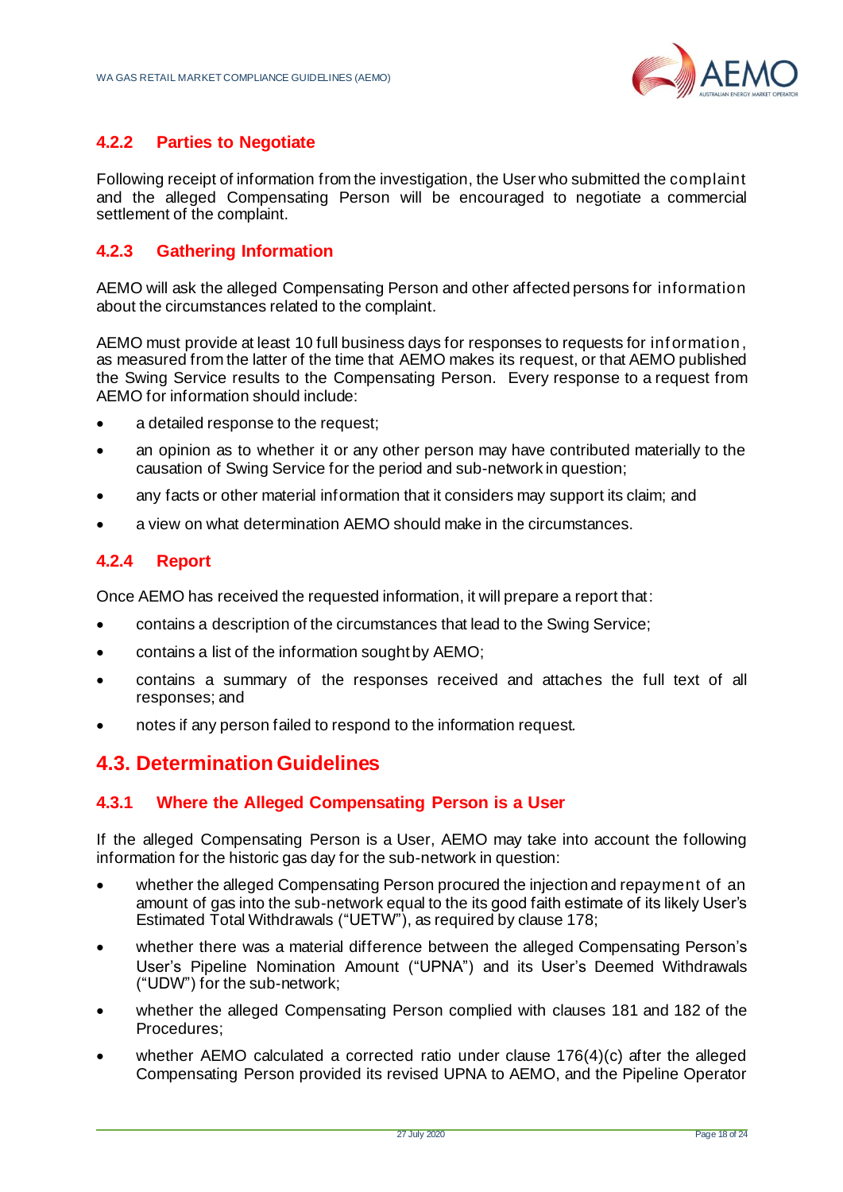### 4.2.2 Parties to Negotiate

Following receipt of information from the investigation, the User who submitted the complaint and the alleged Compensating Person will be encouraged to negotiate a commercial settlement of the complaint.

### 4.2.3 Gathering Information

AEMO will ask the alleged Compensating Person and other affected persons for information about the circumstances related to the complaint.

AEMO must provide at least 10 full business days for responses to requests for information, as measured from the latter of the time that AEMO makes its request, or that AEMO published the Swing Service results to the Compensating Person. Every response to a request from AEMO for information should include:

- a detailed response to the request;
- an opinion as to whether it or any other person may have contributed materially to the causation of Swing Service for the period and sub-network in question;
- any facts or other material information that it considers may support its claim; and
- a view on what determination AEMO should make in the circumstances.

### 4.2.4 Report

Once AEMO has received the requested information, it will prepare a report that:

- contains a description of the circumstances that lead to the Swing Service;
- contains a list of the information sought by AEMO;
- contains a summary of the responses received and attaches the full text of all responses; and
- notes if any person failed to respond to the information request.

## 4.3. Determination Guidelines

### 4.3.1 Where the Alleged Compensating Person is a User

If the alleged Compensating Person is a User, AEMO may take into account the following information for the historic gas day for the sub-network in question:

- whether the alleged Compensating Person procured the injection and repayment of an amount of gas into the sub-network equal to the its good faith estimate of its likely User's Estimated Total Withdrawals ("UETW"), as required by clause 178;
- whether there was a material difference between the alleged Compensating Person's User's Pipeline Nomination Amount ("UPNA") and its User's Deemed Withdrawals ("UDW") for the sub-network;
- whether the alleged Compensating Person complied with clauses 181 and 182 of the Procedures;
- whether AEMO calculated a corrected ratio under clause 176(4)(c) after the alleged Compensating Person provided its revised UPNA to AEMO, and the Pipeline Operator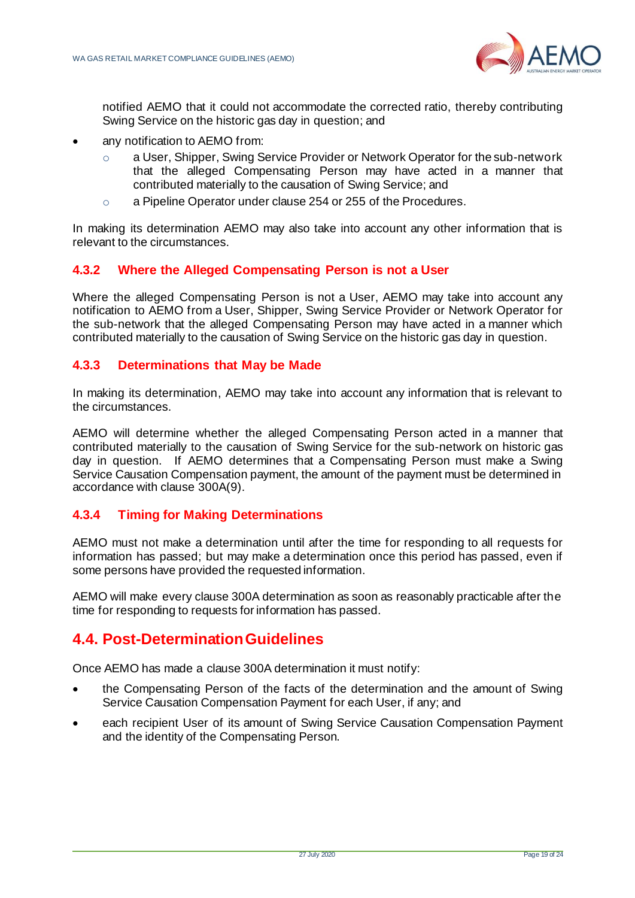notified AEMO that it could not accommodate the corrected ratio, thereby contributing Swing Service on the historic gas day in question; and

- any notification to AEMO from:
    - a User, Shipper, Swing Service Provider or Network Operator for the sub-network that the alleged Compensating Person may have acted in a manner that contributed materially to the causation of Swing Service; and
    - a Pipeline Operator under clause 254 or 255 of the Procedures.

In making its determination AEMO may also take into account any other information that is relevant to the circumstances.

### 4.3.2 Where the Alleged Compensating Person is not a User

Where the alleged Compensating Person is not a User, AEMO may take into account any notification to AEMO from a User, Shipper, Swing Service Provider or Network Operator for the sub-network that the alleged Compensating Person may have acted in a manner which contributed materially to the causation of Swing Service on the historic gas day in question.

### 4.3.3 Determinations that May be Made

In making its determination, AEMO may take into account any information that is relevant to the circumstances.

AEMO will determine whether the alleged Compensating Person acted in a manner that contributed materially to the causation of Swing Service for the sub-network on historic gas day in question. If AEMO determines that a Compensating Person must make a Swing Service Causation Compensation payment, the amount of the payment must be determined in accordance with clause 300A(9).

### 4.3.4 Timing for Making Determinations

AEMO must not make a determination until after the time for responding to all requests for information has passed; but may make a determination once this period has passed, even if some persons have provided the requested information.

AEMO will make every clause 300A determination as soon as reasonably practicable after the time for responding to requests for information has passed.

## 4.4. Post-Determination Guidelines

Once AEMO has made a clause 300A determination it must notify:

- the Compensating Person of the facts of the determination and the amount of Swing Service Causation Compensation Payment for each User, if any; and
- each recipient User of its amount of Swing Service Causation Compensation Payment and the identity of the Compensating Person.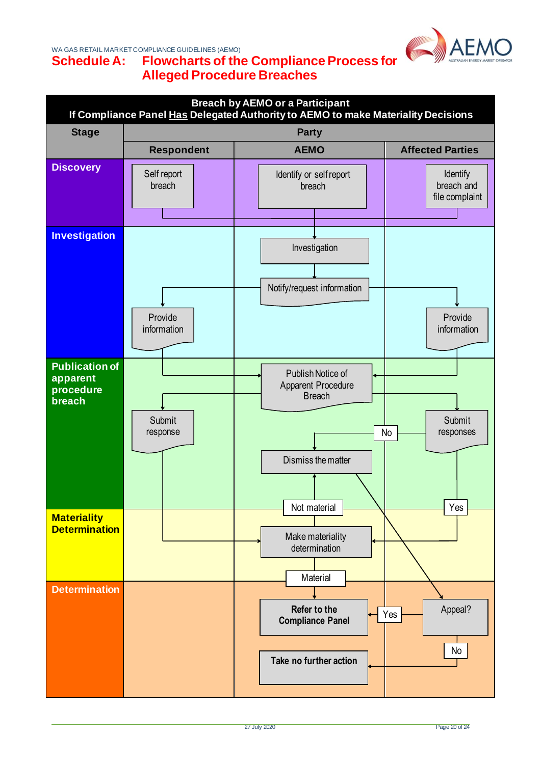# Schedule A: Flowcharts of the Compliance Process for Alleged Procedure Breaches

**Breach by AEMO or a Participant**
**If Compliance Panel Has Delegated Authority to AEMO to make Materiality Decisions**

| Stage | Respondent | AEMO | Affected Parties |
|---|---|---|---|
| **Discovery** | Self report breach | Identify or self report breach | Identify breach and file complaint |
| **Investigation** | Provide information | Investigation → Notify/request information | Provide information |
| **Publication of apparent procedure breach** | Submit response | Publish Notice of Apparent Procedure Breach; Dismiss the matter (No) | Submit responses |
| **Materiality Determination** | | Make materiality determination (Not material → Dismiss the matter) | Yes |
| **Determination** | | Material → Refer to the Compliance Panel (Appeal? Yes); Take no further action (Appeal? No) | Appeal? |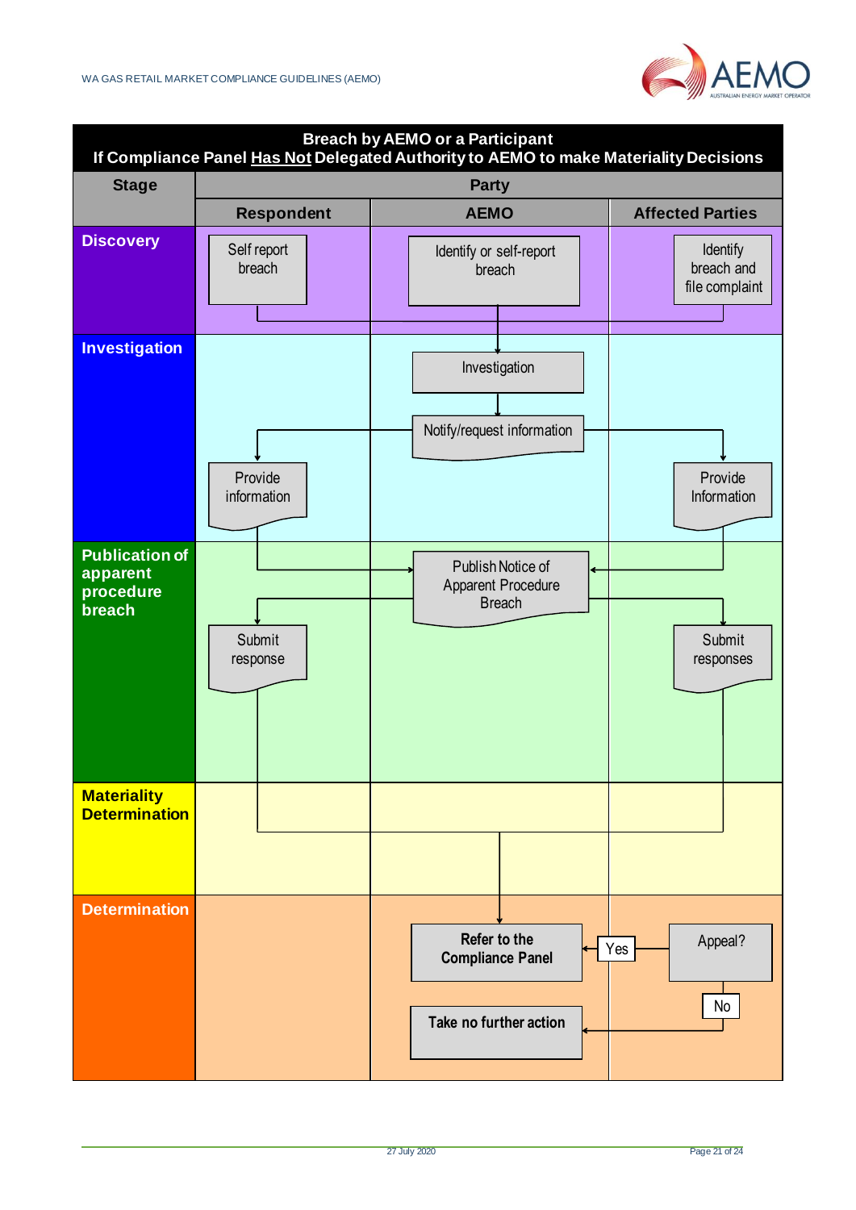**Breach by AEMO or a Participant**
**If Compliance Panel Has Not Delegated Authority to AEMO to make Materiality Decisions**

| Stage | Respondent | AEMO | Affected Parties |
|---|---|---|---|
| **Discovery** | Self report breach | Identify or self-report breach | Identify breach and file complaint |
| **Investigation** | Provide information | Investigation<br>Notify/request information | Provide Information |
| **Publication of apparent procedure breach** | Submit response | Publish Notice of Apparent Procedure Breach | Submit responses |
| **Materiality Determination** | | | |
| **Determination** | | Refer to the Compliance Panel<br>Take no further action | Appeal? Yes → Refer to the Compliance Panel; No → Take no further action |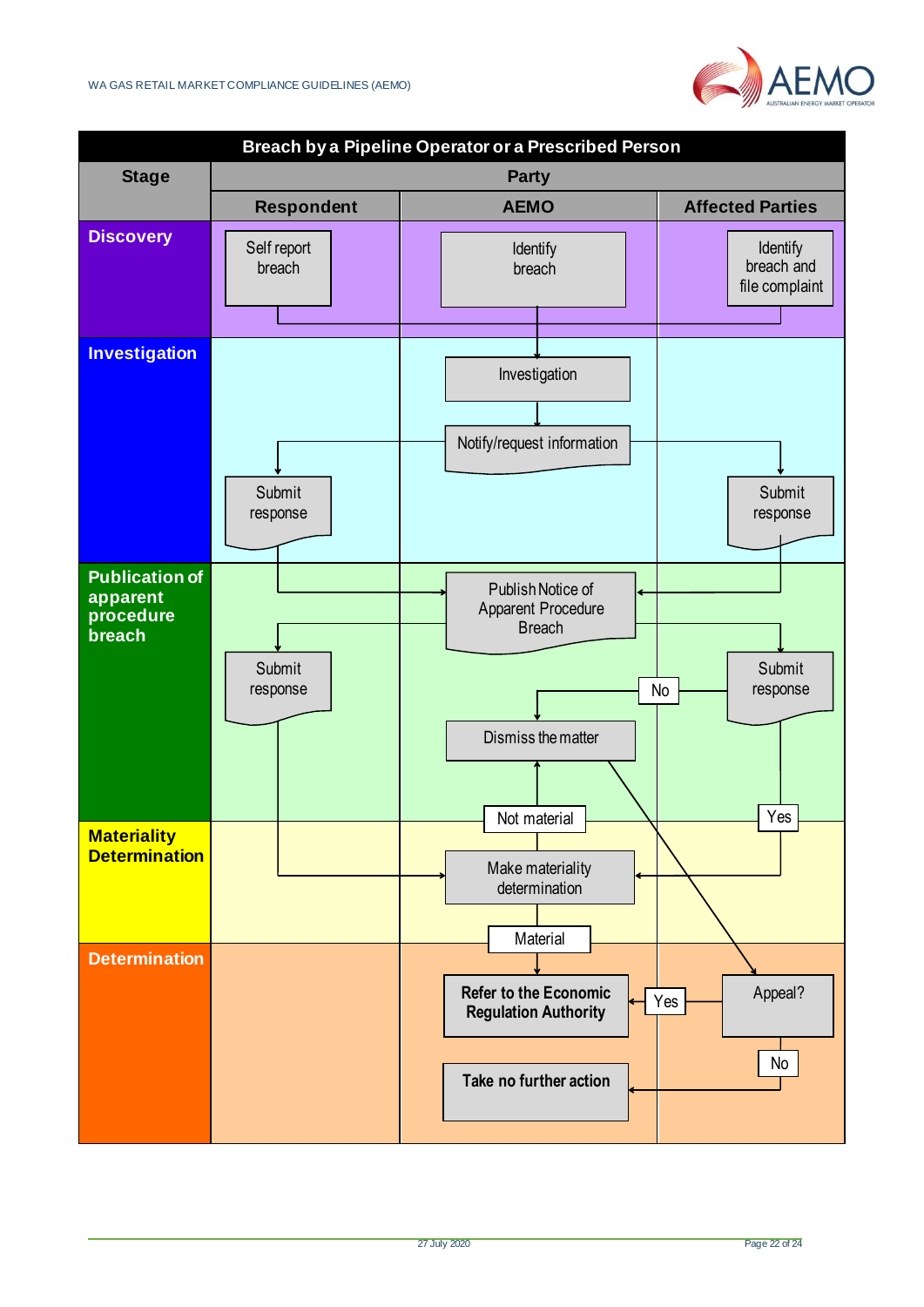**Breach by a Pipeline Operator or a Prescribed Person**

| Stage | Respondent | AEMO | Affected Parties |
| --- | --- | --- | --- |
| **Discovery** | Self report breach | Identify breach | Identify breach and file complaint |
| **Investigation** | Submit response | Investigation<br>Notify/request information | Submit response |
| **Publication of apparent procedure breach** | Submit response | Publish Notice of Apparent Procedure Breach<br>Dismiss the matter | Submit response |
| **Materiality Determination** | | Not material<br>Make materiality determination<br>Material | |
| **Determination** | | Refer to the Economic Regulation Authority<br>Take no further action | Appeal? |

Flow labels: No, Yes, Not material, Material, Yes, No